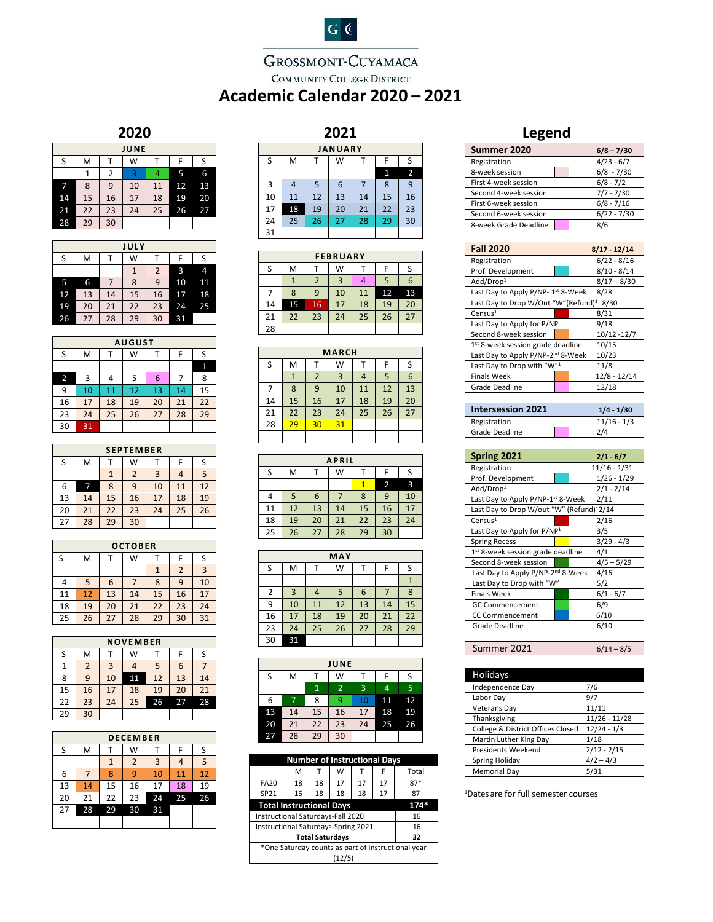# Grossmont-Cuyamaca Community College District

# Academic Calendar 2020 – 2021

## 2020

**JUNE**

| S | M | T | W | T | F | S |
|---|---|---|---|---|---|---|
| | 1 | 2 | 3 | 4 | 5 | 6 |
| 7 | 8 | 9 | 10 | 11 | 12 | 13 |
| 14 | 15 | 16 | 17 | 18 | 19 | 20 |
| 21 | 22 | 23 | 24 | 25 | 26 | 27 |
| 28 | 29 | 30 | | | | |

**JULY**

| S | M | T | W | T | F | S |
|---|---|---|---|---|---|---|
| | | | 1 | 2 | 3 | 4 |
| 5 | 6 | 7 | 8 | 9 | 10 | 11 |
| 12 | 13 | 14 | 15 | 16 | 17 | 18 |
| 19 | 20 | 21 | 22 | 23 | 24 | 25 |
| 26 | 27 | 28 | 29 | 30 | 31 | |

**AUGUST**

| S | M | T | W | T | F | S |
|---|---|---|---|---|---|---|
| | | | | | | 1 |
| 2 | 3 | 4 | 5 | 6 | 7 | 8 |
| 9 | 10 | 11 | 12 | 13 | 14 | 15 |
| 16 | 17 | 18 | 19 | 20 | 21 | 22 |
| 23 | 24 | 25 | 26 | 27 | 28 | 29 |
| 30 | 31 | | | | | |

**SEPTEMBER**

| S | M | T | W | T | F | S |
|---|---|---|---|---|---|---|
| | | 1 | 2 | 3 | 4 | 5 |
| 6 | 7 | 8 | 9 | 10 | 11 | 12 |
| 13 | 14 | 15 | 16 | 17 | 18 | 19 |
| 20 | 21 | 22 | 23 | 24 | 25 | 26 |
| 27 | 28 | 29 | 30 | | | |

**OCTOBER**

| S | M | T | W | T | F | S |
|---|---|---|---|---|---|---|
| | | | | 1 | 2 | 3 |
| 4 | 5 | 6 | 7 | 8 | 9 | 10 |
| 11 | 12 | 13 | 14 | 15 | 16 | 17 |
| 18 | 19 | 20 | 21 | 22 | 23 | 24 |
| 25 | 26 | 27 | 28 | 29 | 30 | 31 |

**NOVEMBER**

| S | M | T | W | T | F | S |
|---|---|---|---|---|---|---|
| 1 | 2 | 3 | 4 | 5 | 6 | 7 |
| 8 | 9 | 10 | 11 | 12 | 13 | 14 |
| 15 | 16 | 17 | 18 | 19 | 20 | 21 |
| 22 | 23 | 24 | 25 | 26 | 27 | 28 |
| 29 | 30 | | | | | |

**DECEMBER**

| S | M | T | W | T | F | S |
|---|---|---|---|---|---|---|
| | | 1 | 2 | 3 | 4 | 5 |
| 6 | 7 | 8 | 9 | 10 | 11 | 12 |
| 13 | 14 | 15 | 16 | 17 | 18 | 19 |
| 20 | 21 | 22 | 23 | 24 | 25 | 26 |
| 27 | 28 | 29 | 30 | 31 | | |

## 2021

**JANUARY**

| S | M | T | W | T | F | S |
|---|---|---|---|---|---|---|
| | | | | | 1 | 2 |
| 3 | 4 | 5 | 6 | 7 | 8 | 9 |
| 10 | 11 | 12 | 13 | 14 | 15 | 16 |
| 17 | 18 | 19 | 20 | 21 | 22 | 23 |
| 24 | 25 | 26 | 27 | 28 | 29 | 30 |
| 31 | | | | | | |

**FEBRUARY**

| S | M | T | W | T | F | S |
|---|---|---|---|---|---|---|
| | 1 | 2 | 3 | 4 | 5 | 6 |
| 7 | 8 | 9 | 10 | 11 | 12 | 13 |
| 14 | 15 | 16 | 17 | 18 | 19 | 20 |
| 21 | 22 | 23 | 24 | 25 | 26 | 27 |
| 28 | | | | | | |

**MARCH**

| S | M | T | W | T | F | S |
|---|---|---|---|---|---|---|
| | 1 | 2 | 3 | 4 | 5 | 6 |
| 7 | 8 | 9 | 10 | 11 | 12 | 13 |
| 14 | 15 | 16 | 17 | 18 | 19 | 20 |
| 21 | 22 | 23 | 24 | 25 | 26 | 27 |
| 28 | 29 | 30 | 31 | | | |

**APRIL**

| S | M | T | W | T | F | S |
|---|---|---|---|---|---|---|
| | | | | 1 | 2 | 3 |
| 4 | 5 | 6 | 7 | 8 | 9 | 10 |
| 11 | 12 | 13 | 14 | 15 | 16 | 17 |
| 18 | 19 | 20 | 21 | 22 | 23 | 24 |
| 25 | 26 | 27 | 28 | 29 | 30 | |

**MAY**

| S | M | T | W | T | F | S |
|---|---|---|---|---|---|---|
| | | | | | | 1 |
| 2 | 3 | 4 | 5 | 6 | 7 | 8 |
| 9 | 10 | 11 | 12 | 13 | 14 | 15 |
| 16 | 17 | 18 | 19 | 20 | 21 | 22 |
| 23 | 24 | 25 | 26 | 27 | 28 | 29 |
| 30 | 31 | | | | | |

**JUNE**

| S | M | T | W | T | F | S |
|---|---|---|---|---|---|---|
| | | 1 | 2 | 3 | 4 | 5 |
| 6 | 7 | 8 | 9 | 10 | 11 | 12 |
| 13 | 14 | 15 | 16 | 17 | 18 | 19 |
| 20 | 21 | 22 | 23 | 24 | 25 | 26 |
| 27 | 28 | 29 | 30 | | | |

**Number of Instructional Days**

| | M | T | W | T | F | Total |
|---|---|---|---|---|---|---|
| FA20 | 18 | 18 | 17 | 17 | 17 | 87* |
| SP21 | 16 | 18 | 18 | 18 | 17 | 87 |
| **Total Instructional Days** | | | | | | **174*** |
| Instructional Saturdays-Fall 2020 | | | | | | 16 |
| Instructional Saturdays-Spring 2021 | | | | | | 16 |
| **Total Saturdays** | | | | | | **32** |

*One Saturday counts as part of instructional year (12/5)

## Legend

| **Summer 2020** | **6/8 – 7/30** |
|---|---|
| Registration | 4/23 - 6/7 |
| 8-week session | 6/8 - 7/30 |
| First 4-week session | 6/8 - 7/2 |
| Second 4-week session | 7/7 - 7/30 |
| First 6-week session | 6/8 - 7/16 |
| Second 6-week session | 6/22 - 7/30 |
| 8-week Grade Deadline | 8/6 |

| **Fall 2020** | **8/17 - 12/14** |
|---|---|
| Registration | 6/22 - 8/16 |
| Prof. Development | 8/10 - 8/14 |
| Add/Drop[1] | 8/17 – 8/30 |
| Last Day to Apply P/NP- 1st 8-Week | 8/28 |
| Last Day to Drop W/Out "W"(Refund)[1] | 8/30 |
| Census[1] | 8/31 |
| Last Day to Apply for P/NP | 9/18 |
| Second 8-week session | 10/12 -12/7 |
| 1st 8-week session grade deadline | 10/15 |
| Last Day to Apply P/NP-2nd 8-Week | 10/23 |
| Last Day to Drop with "W"[1] | 11/8 |
| Finals Week | 12/8 - 12/14 |
| Grade Deadline | 12/18 |

| **Intersession 2021** | **1/4 - 1/30** |
|---|---|
| Registration | 11/16 - 1/3 |
| Grade Deadline | 2/4 |

| **Spring 2021** | **2/1 - 6/7** |
|---|---|
| Registration | 11/16 - 1/31 |
| Prof. Development | 1/26 - 1/29 |
| Add/Drop[1] | 2/1 - 2/14 |
| Last Day to Apply P/NP-1st 8-Week | 2/11 |
| Last Day to Drop W/Out "W" (Refund)[1] | 2/14 |
| Census[1] | 2/16 |
| Last Day to Apply for P/NP[1] | 3/5 |
| Spring Recess | 3/29 - 4/3 |
| 1st 8-week session grade deadline | 4/1 |
| Second 8-week session | 4/5 – 5/29 |
| Last Day to Apply P/NP-2nd 8-Week | 4/16 |
| Last Day to Drop with "W" | 5/2 |
| Finals Week | 6/1 - 6/7 |
| GC Commencement | 6/9 |
| CC Commencement | 6/10 |
| Grade Deadline | 6/10 |

| Summer 2021 | 6/14 – 8/5 |
|---|---|

| Holidays | |
|---|---|
| Independence Day | 7/6 |
| Labor Day | 9/7 |
| Veterans Day | 11/11 |
| Thanksgiving | 11/26 - 11/28 |
| College & District Offices Closed | 12/24 - 1/3 |
| Martin Luther King Day | 1/18 |
| Presidents Weekend | 2/12 - 2/15 |
| Spring Holiday | 4/2 – 4/3 |
| Memorial Day | 5/31 |

[1]Dates are for full semester courses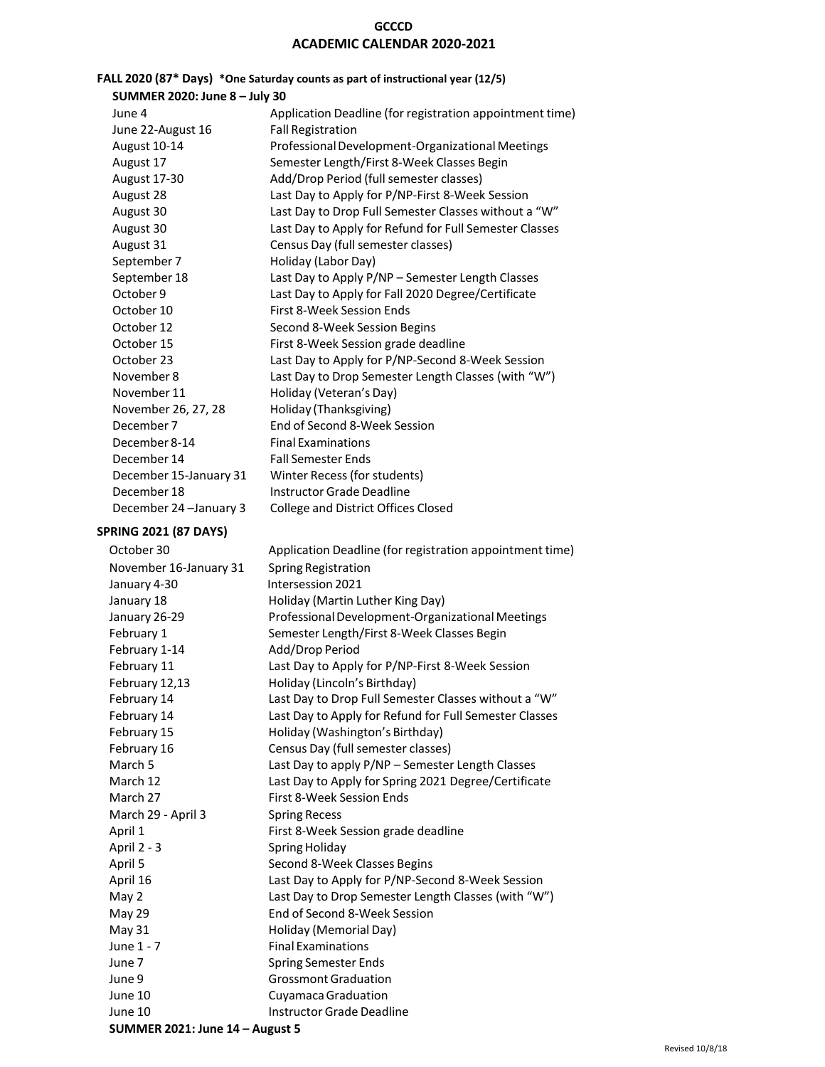**GCCCD**

**ACADEMIC CALENDAR 2020-2021**

**FALL 2020 (87* Days)** **\*One Saturday counts as part of instructional year (12/5)**

**SUMMER 2020: June 8 – July 30**

| | |
|---|---|
| June 4 | Application Deadline (for registration appointment time) |
| June 22-August 16 | Fall Registration |
| August 10-14 | Professional Development-Organizational Meetings |
| August 17 | Semester Length/First 8-Week Classes Begin |
| August 17-30 | Add/Drop Period (full semester classes) |
| August 28 | Last Day to Apply for P/NP-First 8-Week Session |
| August 30 | Last Day to Drop Full Semester Classes without a "W" |
| August 30 | Last Day to Apply for Refund for Full Semester Classes |
| August 31 | Census Day (full semester classes) |
| September 7 | Holiday (Labor Day) |
| September 18 | Last Day to Apply P/NP – Semester Length Classes |
| October 9 | Last Day to Apply for Fall 2020 Degree/Certificate |
| October 10 | First 8-Week Session Ends |
| October 12 | Second 8-Week Session Begins |
| October 15 | First 8-Week Session grade deadline |
| October 23 | Last Day to Apply for P/NP-Second 8-Week Session |
| November 8 | Last Day to Drop Semester Length Classes (with "W") |
| November 11 | Holiday (Veteran's Day) |
| November 26, 27, 28 | Holiday (Thanksgiving) |
| December 7 | End of Second 8-Week Session |
| December 8-14 | Final Examinations |
| December 14 | Fall Semester Ends |
| December 15-January 31 | Winter Recess (for students) |
| December 18 | Instructor Grade Deadline |
| December 24 –January 3 | College and District Offices Closed |

**SPRING 2021 (87 DAYS)**

| | |
|---|---|
| October 30 | Application Deadline (for registration appointment time) |
| November 16-January 31 | Spring Registration |
| January 4-30 | Intersession 2021 |
| January 18 | Holiday (Martin Luther King Day) |
| January 26-29 | Professional Development-Organizational Meetings |
| February 1 | Semester Length/First 8-Week Classes Begin |
| February 1-14 | Add/Drop Period |
| February 11 | Last Day to Apply for P/NP-First 8-Week Session |
| February 12,13 | Holiday (Lincoln's Birthday) |
| February 14 | Last Day to Drop Full Semester Classes without a "W" |
| February 14 | Last Day to Apply for Refund for Full Semester Classes |
| February 15 | Holiday (Washington's Birthday) |
| February 16 | Census Day (full semester classes) |
| March 5 | Last Day to apply P/NP – Semester Length Classes |
| March 12 | Last Day to Apply for Spring 2021 Degree/Certificate |
| March 27 | First 8-Week Session Ends |
| March 29 - April 3 | Spring Recess |
| April 1 | First 8-Week Session grade deadline |
| April 2 - 3 | Spring Holiday |
| April 5 | Second 8-Week Classes Begins |
| April 16 | Last Day to Apply for P/NP-Second 8-Week Session |
| May 2 | Last Day to Drop Semester Length Classes (with "W") |
| May 29 | End of Second 8-Week Session |
| May 31 | Holiday (Memorial Day) |
| June 1 - 7 | Final Examinations |
| June 7 | Spring Semester Ends |
| June 9 | Grossmont Graduation |
| June 10 | Cuyamaca Graduation |
| June 10 | Instructor Grade Deadline |

**SUMMER 2021: June 14 – August 5**

Revised 10/8/18